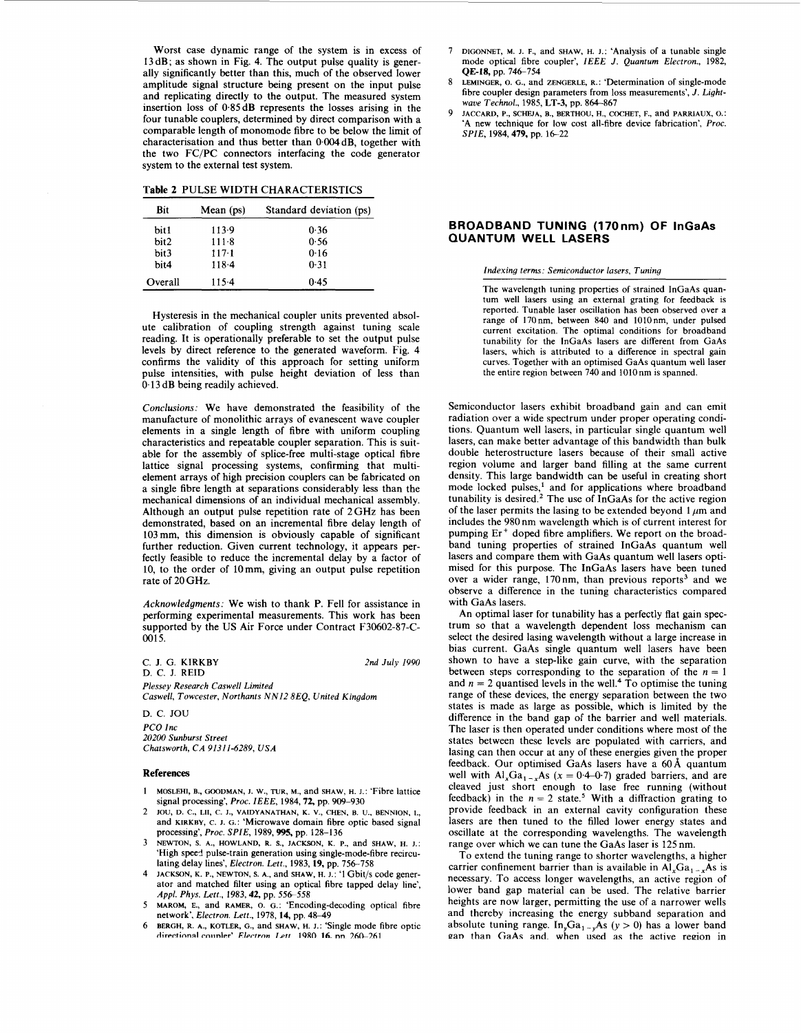Worst case dynamic range of the system is in excess of 13 dB; as shown in Fig. 4. The output pulse quality is generally significantly better than this, much of the observed lower amplitude signal structure being present on the input pulse and replicating directly to the output. The measured system insertion loss of 0·85 dB represents the losses arising in the four tunable couplers, determined by direct comparison with a comparable length of monomode fibre to be below the limit of characterisation and thus better than 0·004 dB, together with the two FC/PC connectors interfacing the code generator system to the external test system.

**Table 2** PULSE WIDTH CHARACTERISTICS

| Bit | Mean (ps) | Standard deviation (ps) |
|---|---|---|
| bit1 | 113·9 | 0·36 |
| bit2 | 111·8 | 0·56 |
| bit3 | 117·1 | 0·16 |
| bit4 | 118·4 | 0·31 |
| Overall | 115·4 | 0·45 |

Hysteresis in the mechanical coupler units prevented absolute calibration of coupling strength against tuning scale reading. It is operationally preferable to set the output pulse levels by direct reference to the generated waveform. Fig. 4 confirms the validity of this approach for setting uniform pulse intensities, with pulse height deviation of less than 0·13 dB being readily achieved.

*Conclusions:* We have demonstrated the feasibility of the manufacture of monolithic arrays of evanescent wave coupler elements in a single length of fibre with uniform coupling characteristics and repeatable coupler separation. This is suitable for the assembly of splice-free multi-stage optical fibre lattice signal processing systems, confirming that multi-element arrays of high precision couplers can be fabricated on a single fibre length at separations considerably less than the mechanical dimensions of an individual mechanical assembly. Although an output pulse repetition rate of 2 GHz has been demonstrated, based on an incremental fibre delay length of 103 mm, this dimension is obviously capable of significant further reduction. Given current technology, it appears perfectly feasible to reduce the incremental delay by a factor of 10, to the order of 10 mm, giving an output pulse repetition rate of 20 GHz.

*Acknowledgments:* We wish to thank P. Fell for assistance in performing experimental measurements. This work has been supported by the US Air Force under Contract F30602-87-C-0015.

C. J. G. KIRKBY
D. C. J. REID
*2nd July 1990*

*Plessey Research Caswell Limited*
*Caswell, Towcester, Northants NN12 8EQ, United Kingdom*

D. C. JOU

*PCO Inc*
*20200 Sunburst Street*
*Chatsworth, CA 91311-6289, USA*

## References

1. MOSLEHI, B., GOODMAN, J. W., TUR, M., and SHAW, H. J.: 'Fibre lattice signal processing', *Proc. IEEE*, 1984, **72**, pp. 909–930
2. JOU, D. C., LII, C. J., VAIDYANATHAN, K. V., CHEN, B. U., BENNION, I., and KIRKBY, C. J. G.: 'Microwave domain fibre optic based signal processing', *Proc. SPIE*, 1989, **995**, pp. 128–136
3. NEWTON, S. A., HOWLAND, R. S., JACKSON, K. P., and SHAW, H. J.: 'High speed pulse-train generation using single-mode-fibre recirculating delay lines', *Electron. Lett.*, 1983, **19**, pp. 756–758
4. JACKSON, K. P., NEWTON, S. A., and SHAW, H. J.: '1 Gbit/s code generator and matched filter using an optical fibre tapped delay line', *Appl. Phys. Lett.*, 1983, **42**, pp. 556–558
5. MAROM, E., and RAMER, O. G.: 'Encoding-decoding optical fibre network', *Electron. Lett.*, 1978, **14**, pp. 48–49
6. BERGH, R. A., KOTLER, G., and SHAW, H. J.: 'Single mode fibre optic directional coupler', *Electron. Lett.*, 1980, **16**, pp. 260–261
7. DIGONNET, M. J. F., and SHAW, H. J.: 'Analysis of a tunable single mode optical fibre coupler', *IEEE J. Quantum Electron.*, 1982, **QE-18**, pp. 746–754
8. LEMINGER, O. G., and ZENGERLE, R.: 'Determination of single-mode fibre coupler design parameters from loss measurements', *J. Lightwave Technol.*, 1985, **LT-3**, pp. 864–867
9. JACCARD, P., SCHEJA, B., BERTHOU, H., COCHET, F., and PARRIAUX, O.: 'A new technique for low cost all-fibre device fabrication', *Proc. SPIE*, 1984, **479**, pp. 16–22

# BROADBAND TUNING (170 nm) OF InGaAs QUANTUM WELL LASERS

*Indexing terms: Semiconductor lasers, Tuning*

The wavelength tuning properties of strained InGaAs quantum well lasers using an external grating for feedback is reported. Tunable laser oscillation has been observed over a range of 170 nm, between 840 and 1010 nm, under pulsed current excitation. The optimal conditions for broadband tunability for the InGaAs lasers are different from GaAs lasers, which is attributed to a difference in spectral gain curves. Together with an optimised GaAs quantum well laser the entire region between 740 and 1010 nm is spanned.

Semiconductor lasers exhibit broadband gain and can emit radiation over a wide spectrum under proper operating conditions. Quantum well lasers, in particular single quantum well lasers, can make better advantage of this bandwidth than bulk double heterostructure lasers because of their small active region volume and larger band filling at the same current density. This large bandwidth can be useful in creating short mode locked pulses,[1] and for applications where broadband tunability is desired.[2] The use of InGaAs for the active region of the laser permits the lasing to be extended beyond 1 μm and includes the 980 nm wavelength which is of current interest for pumping $Er^+$ doped fibre amplifiers. We report on the broadband tuning properties of strained InGaAs quantum well lasers and compare them with GaAs quantum well lasers optimised for this purpose. The InGaAs lasers have been tuned over a wider range, 170 nm, than previous reports[3] and we observe a difference in the tuning characteristics compared with GaAs lasers.

An optimal laser for tunability has a perfectly flat gain spectrum so that a wavelength dependent loss mechanism can select the desired lasing wavelength without a large increase in bias current. GaAs single quantum well lasers have been shown to have a step-like gain curve, with the separation between steps corresponding to the separation of the $n = 1$ and $n = 2$ quantised levels in the well.[4] To optimise the tuning range of these devices, the energy separation between the two states is made as large as possible, which is limited by the difference in the band gap of the barrier and well materials. The laser is then operated under conditions where most of the states between these levels are populated with carriers, and lasing can then occur at any of these energies given the proper feedback. Our optimised GaAs lasers have a 60 Å quantum well with $Al_xGa_{1-x}As$ ($x = 0·4$–$0·7$) graded barriers, and are cleaved just short enough to lase free running (without feedback) in the $n = 2$ state.[5] With a diffraction grating to provide feedback in an external cavity configuration these lasers are then tuned to the filled lower energy states and oscillate at the corresponding wavelengths. The wavelength range over which we can tune the GaAs laser is 125 nm.

To extend the tuning range to shorter wavelengths, a higher carrier confinement barrier than is available in $Al_xGa_{1-x}As$ is necessary. To access longer wavelengths, an active region of lower band gap material can be used. The relative barrier heights are now larger, permitting the use of a narrower wells and thereby increasing the energy subband separation and absolute tuning range. $In_yGa_{1-y}As$ ($y > 0$) has a lower band gap than GaAs and, when used as the active region in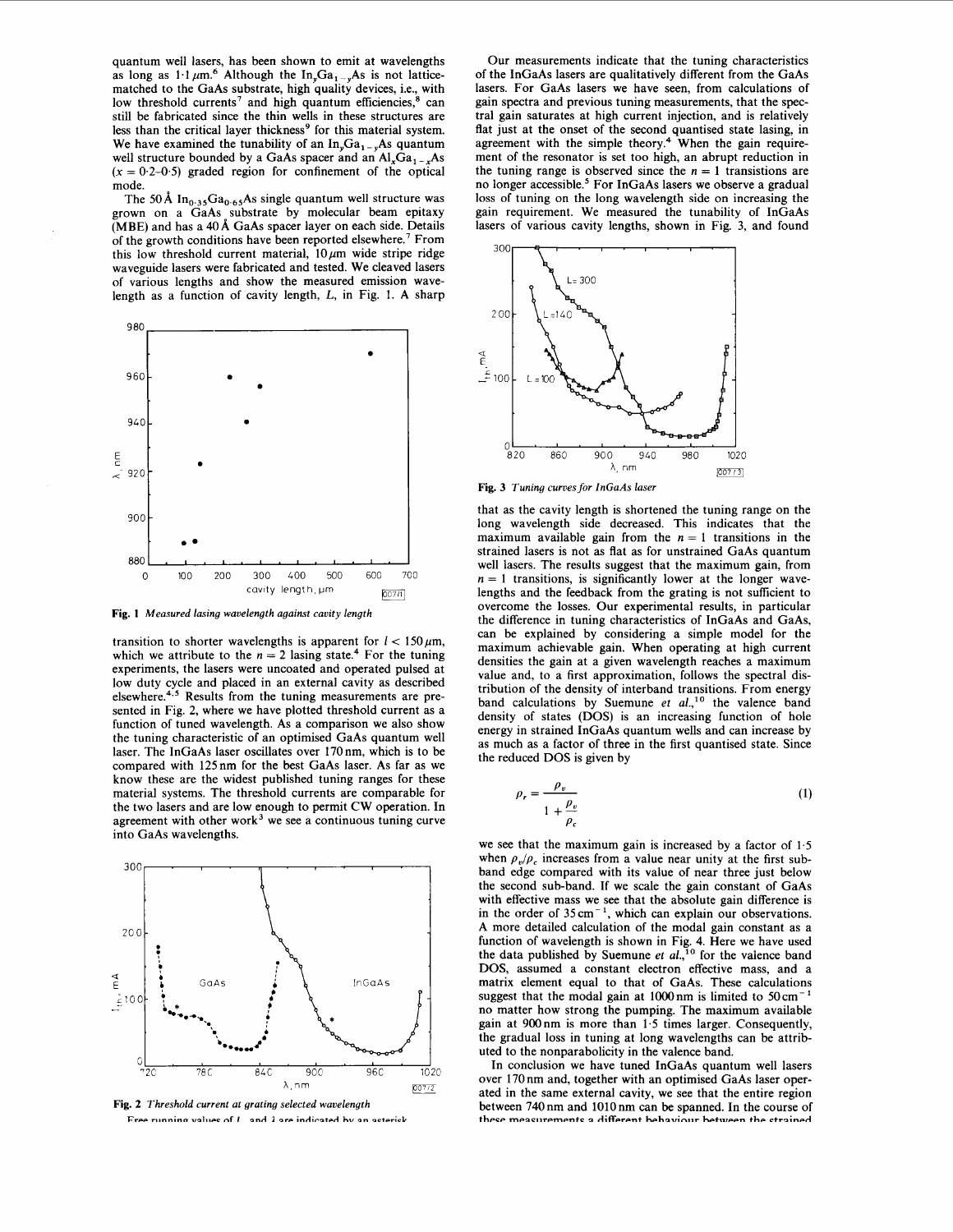quantum well lasers, has been shown to emit at wavelengths as long as $1\cdot1\,\mu m$.[6] Although the $In_yGa_{1-y}As$ is not lattice-matched to the GaAs substrate, high quality devices, i.e., with low threshold currents[7] and high quantum efficiencies,[8] can still be fabricated since the thin wells in these structures are less than the critical layer thickness[9] for this material system. We have examined the tunability of an $In_yGa_{1-y}As$ quantum well structure bounded by a GaAs spacer and an $Al_xGa_{1-x}As$ ($x = 0\cdot2$–$0\cdot5$) graded region for confinement of the optical mode.

The 50 Å $In_{0\cdot35}Ga_{0\cdot65}As$ single quantum well structure was grown on a GaAs substrate by molecular beam epitaxy (MBE) and has a 40 Å GaAs spacer layer on each side. Details of the growth conditions have been reported elsewhere.[7] From this low threshold current material, $10\,\mu m$ wide stripe ridge waveguide lasers were fabricated and tested. We cleaved lasers of various lengths and show the measured emission wavelength as a function of cavity length, $L$, in Fig. 1. A sharp transition to shorter wavelengths is apparent for $l < 150\,\mu m$, which we attribute to the $n = 2$ lasing state.[4] For the tuning experiments, the lasers were uncoated and operated pulsed at low duty cycle and placed in an external cavity as described elsewhere.[4,5] Results from the tuning measurements are presented in Fig. 2, where we have plotted threshold current as a function of tuned wavelength. As a comparison we also show the tuning characteristic of an optimised GaAs quantum well laser. The InGaAs laser oscillates over 170 nm, which is to be compared with 125 nm for the best GaAs laser. As far as we know these are the widest published tuning ranges for these material systems. The threshold currents are comparable for the two lasers and are low enough to permit CW operation. In agreement with other work[3] we see a continuous tuning curve into GaAs wavelengths.

**Fig. 1** *Measured lasing wavelength against cavity length*

**Fig. 2** *Threshold current at grating selected wavelength*

Free running values of $I_{th}$ and $\lambda$ are indicated by an asterisk

Our measurements indicate that the tuning characteristics of the InGaAs lasers are qualitatively different from the GaAs lasers. For GaAs lasers we have seen, from calculations of gain spectra and previous tuning measurements, that the spectral gain saturates at high current injection, and is relatively flat just at the onset of the second quantised state lasing, in agreement with the simple theory.[4] When the gain requirement of the resonator is set too high, an abrupt reduction in the tuning range is observed since the $n = 1$ transitions are no longer accessible.[5] For InGaAs lasers we observe a gradual loss of tuning on the long wavelength side on increasing the gain requirement. We measured the tunability of InGaAs lasers of various cavity lengths, shown in Fig. 3, and found that as the cavity length is shortened the tuning range on the long wavelength side decreased. This indicates that the maximum available gain from the $n = 1$ transitions in the strained lasers is not as flat as for unstrained GaAs quantum well lasers. The results suggest that the maximum gain, from $n = 1$ transitions, is significantly lower at the longer wavelengths and the feedback from the grating is not sufficient to overcome the losses. Our experimental results, in particular the difference in tuning characteristics of InGaAs and GaAs, can be explained by considering a simple model for the maximum achievable gain. When operating at high current densities the gain at a given wavelength reaches a maximum value and, to a first approximation, follows the spectral distribution of the density of interband transitions. From energy band calculations by Suemune *et al.*,[10] the valence band density of states (DOS) is an increasing function of hole energy in strained InGaAs quantum wells and can increase by as much as a factor of three in the first quantised state. Since the reduced DOS is given by

**Fig. 3** *Tuning curves for InGaAs laser*

$$\rho_r = \frac{\rho_v}{1 + \dfrac{\rho_v}{\rho_c}} \tag{1}$$

we see that the maximum gain is increased by a factor of 1·5 when $\rho_v/\rho_c$ increases from a value near unity at the first sub-band edge compared with its value of near three just below the second sub-band. If we scale the gain constant of GaAs with effective mass we see that the absolute gain difference is in the order of $35\,cm^{-1}$, which can explain our observations. A more detailed calculation of the modal gain constant as a function of wavelength is shown in Fig. 4. Here we have used the data published by Suemune *et al.*,[10] for the valence band DOS, assumed a constant electron effective mass, and a matrix element equal to that of GaAs. These calculations suggest that the modal gain at 1000 nm is limited to $50\,cm^{-1}$ no matter how strong the pumping. The maximum available gain at 900 nm is more than 1·5 times larger. Consequently, the gradual loss in tuning at long wavelengths can be attributed to the nonparabolicity in the valence band.

In conclusion we have tuned InGaAs quantum well lasers over 170 nm and, together with an optimised GaAs laser operated in the same external cavity, we see that the entire region between 740 nm and 1010 nm can be spanned. In the course of these measurements a different behaviour between the strained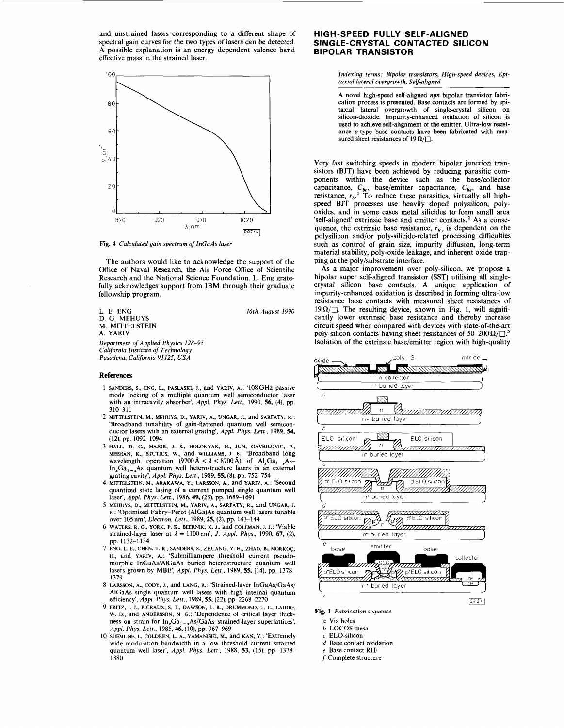and unstrained lasers corresponding to a different shape of spectral gain curves for the two types of lasers can be detected. A possible explanation is an energy dependent valence band effective mass in the strained laser.

100
80
60
$\gamma$, cm$^{-1}$
40
20
0
870 920 970 1020
λ, nm
[007/4]

**Fig. 4** *Calculated gain spectrum of InGaAs laser*

The authors would like to acknowledge the support of the Office of Naval Research, the Air Force Office of Scientific Research and the National Science Foundation. L. Eng gratefully acknowledges support from IBM through their graduate fellowship program.

L. E. ENG
D. G. MEHUYS
M. MITTELSTEIN
A. YARIV

*16th August 1990*

*Department of Applied Physics 128-95*
*California Institute of Technology*
*Pasadena, California 91125, USA*

## References

1. SANDERS, S., ENG, L., PASLASKI, J., and YARIV, A.: '108 GHz passive mode locking of a multiple quantum well semiconductor laser with an intracavity absorber', *Appl. Phys. Lett.*, 1990, **56**, (4), pp. 310–311
2. MITTELSTEIN, M., MEHUYS, D., YARIV, A., UNGAR, J., and SARFATY, R.: 'Broadband tunability of gain-flattened quantum well semiconductor lasers with an external grating', *Appl. Phys. Lett.*, 1989, **54**, (12), pp. 1092–1094
3. HALL, D. C., MAJOR, J. S., HOLONYAK, N., JUN, GAVRILOVIC, P., MEEHAN, K., STUTIUS, W., and WILLIAMS, J. E.: 'Broadband long wavelength operation (9700 Å ≤ λ ≤ 8700 Å) of $Al_yGa_{1-y}As$–$In_xGa_{1-x}As$ quantum well heterostructure lasers in an external grating cavity', *Appl. Phys. Lett.*, 1989, **55**, (8), pp. 752–754
4. MITTELSTEIN, M., ARAKAWA, Y., LARSSON, A., and YARIV, A.: 'Second quantized state lasing of a current pumped single quantum well laser', *Appl. Phys. Lett.*, 1986, **49**, (25), pp. 1689–1691
5. MEHUYS, D., MITTELSTEIN, M., YARIV, A., SARFATY, R., and UNGAR, J. E.: 'Optimised Fabry–Perot (AlGa)As quantum well lasers tunable over 105 nm', *Electron. Lett.*, 1989, **25**, (2), pp. 143–144
6. WATERS, R. G., YORK, P. K., BEERNIK, K. J., and COLEMAN, J. J.: 'Viable strained-layer laser at λ = 1100 nm', *J. Appl. Phys.*, 1990, **67**, (2), pp. 1132–1134
7. ENG, L. E., CHEN, T. R., SANDERS, S., ZHUANG, Y. H., ZHAO, B., MORKOÇ, H., and YARIV, A.: 'Submilliampere threshold current pseudomorphic InGaAs/AlGaAs buried heterostructure quantum well lasers grown by MBE', *Appl. Phys. Lett.*, 1989, **55**, (14), pp. 1378–1379
8. LARSSON, A., CODY, J., and LANG, R.: 'Strained-layer InGaAs/GaAs/AlGaAs single quantum well lasers with high internal quantum efficiency', *Appl. Phys. Lett.*, 1989, **55**, (22), pp. 2268–2270
9. FRITZ, I. J., PICRAUX, S. T., DAWSON, L. R., DRUMMOND, T. L., LAIDIG, W. D., and ANDERSSON, N. G.: 'Dependence of critical layer thickness on strain for $In_xGa_{1-x}As$/GaAs strained-layer superlattices', *Appl. Phys. Lett.*, 1985, **46**, (10), pp. 967–969
10. SUEMUNE, I., COLDREN, L. A., YAMANISHI, M., and KAN, Y.: 'Extremely wide modulation bandwidth in a low threshold current strained quantum well laser', *Appl. Phys. Lett.*, 1988, **53**, (15), pp. 1378–1380

# HIGH-SPEED FULLY SELF-ALIGNED SINGLE-CRYSTAL CONTACTED SILICON BIPOLAR TRANSISTOR

*Indexing terms: Bipolar transistors, High-speed devices, Epitaxial lateral overgrowth, Self-aligned*

A novel high-speed self-aligned *npn* bipolar transistor fabrication process is presented. Base contacts are formed by epitaxial lateral overgrowth of single-crystal silicon on silicon-dioxide. Impurity-enhanced oxidation of silicon is used to achieve self-alignment of the emitter. Ultra-low resistance *p*-type base contacts have been fabricated with measured sheet resistances of 19 Ω/□.

Very fast switching speeds in modern bipolar junction transistors (BJT) have been achieved by reducing parasitic components within the device such as the base/collector capacitance, $C_{bc}$, base/emitter capacitance, $C_{be}$, and base resistance, $r_b$.[1] To reduce these parasitics, virtually all high-speed BJT processes use heavily doped polysilicon, polyoxides, and in some cases metal silicides to form small area 'self-aligned' extrinsic base and emitter contacts.[2] As a consequence, the extrinsic base resistance, $r_{b'}$, is dependent on the polysilicon and/or poly-silicide-related processing difficulties such as control of grain size, impurity diffusion, long-term material stability, poly-oxide leakage, and inherent oxide trapping at the poly/substrate interface.

As a major improvement over poly-silicon, we propose a bipolar super self-aligned transistor (SST) utilising all single-crystal silicon base contacts. A unique application of impurity-enhanced oxidation is described in forming ultra-low resistance base contacts with measured sheet resistances of 19 Ω/□. The resulting device, shown in Fig. 1, will significantly lower extrinsic base resistance and thereby increase circuit speed when compared with devices with state-of-the-art poly-silicon contacts having sheet resistances of 50–200 Ω/□.[3] Isolation of the extrinsic base/emitter region with high-quality

oxide
poly-Si
nitride
n collector
n+ buried layer
a
n
n+ buried layer
b
ELO silicon
n
ELO silicon
n+ buried layer
c
p+ ELO silicon
n
p+ ELO silicon
n+ buried layer
d
p+ ELO silicon
p+
n
p+
p+ ELO silicon
n+ buried layer
e
base
emitter
base
collector
SEG
p+ ELO silicon
p+
n+
p+
p+ ELO silicon
n+
n+ buried layer
f
[943/1]

**Fig. 1** *Fabrication sequence*

*a* Via holes
*b* LOCOS mesa
*c* ELO-silicon
*d* Base contact oxidation
*e* Base contact RIE
*f* Complete structure